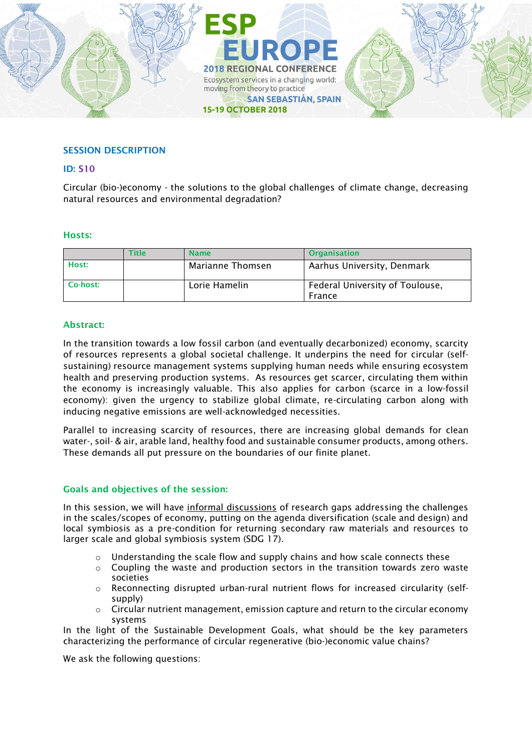ESP EUROPE 2018 REGIONAL CONFERENCE

Ecosystem services in a changing world: moving from theory to practice

SAN SEBASTIÁN, SPAIN

15-19 OCTOBER 2018

## SESSION DESCRIPTION

### ID: S10

Circular (bio-)economy - the solutions to the global challenges of climate change, decreasing natural resources and environmental degradation?

### Hosts:

| | Title | Name | Organisation |
|---|---|---|---|
| Host: | | Marianne Thomsen | Aarhus University, Denmark |
| Co-host: | | Lorie Hamelin | Federal University of Toulouse, France |

### Abstract:

In the transition towards a low fossil carbon (and eventually decarbonized) economy, scarcity of resources represents a global societal challenge. It underpins the need for circular (self-sustaining) resource management systems supplying human needs while ensuring ecosystem health and preserving production systems. As resources get scarcer, circulating them within the economy is increasingly valuable. This also applies for carbon (scarce in a low-fossil economy): given the urgency to stabilize global climate, re-circulating carbon along with inducing negative emissions are well-acknowledged necessities.

Parallel to increasing scarcity of resources, there are increasing global demands for clean water-, soil- & air, arable land, healthy food and sustainable consumer products, among others. These demands all put pressure on the boundaries of our finite planet.

### Goals and objectives of the session:

In this session, we will have informal discussions of research gaps addressing the challenges in the scales/scopes of economy, putting on the agenda diversification (scale and design) and local symbiosis as a pre-condition for returning secondary raw materials and resources to larger scale and global symbiosis system (SDG 17).

- Understanding the scale flow and supply chains and how scale connects these
- Coupling the waste and production sectors in the transition towards zero waste societies
- Reconnecting disrupted urban-rural nutrient flows for increased circularity (self-supply)
- Circular nutrient management, emission capture and return to the circular economy systems

In the light of the Sustainable Development Goals, what should be the key parameters characterizing the performance of circular regenerative (bio-)economic value chains?

We ask the following questions: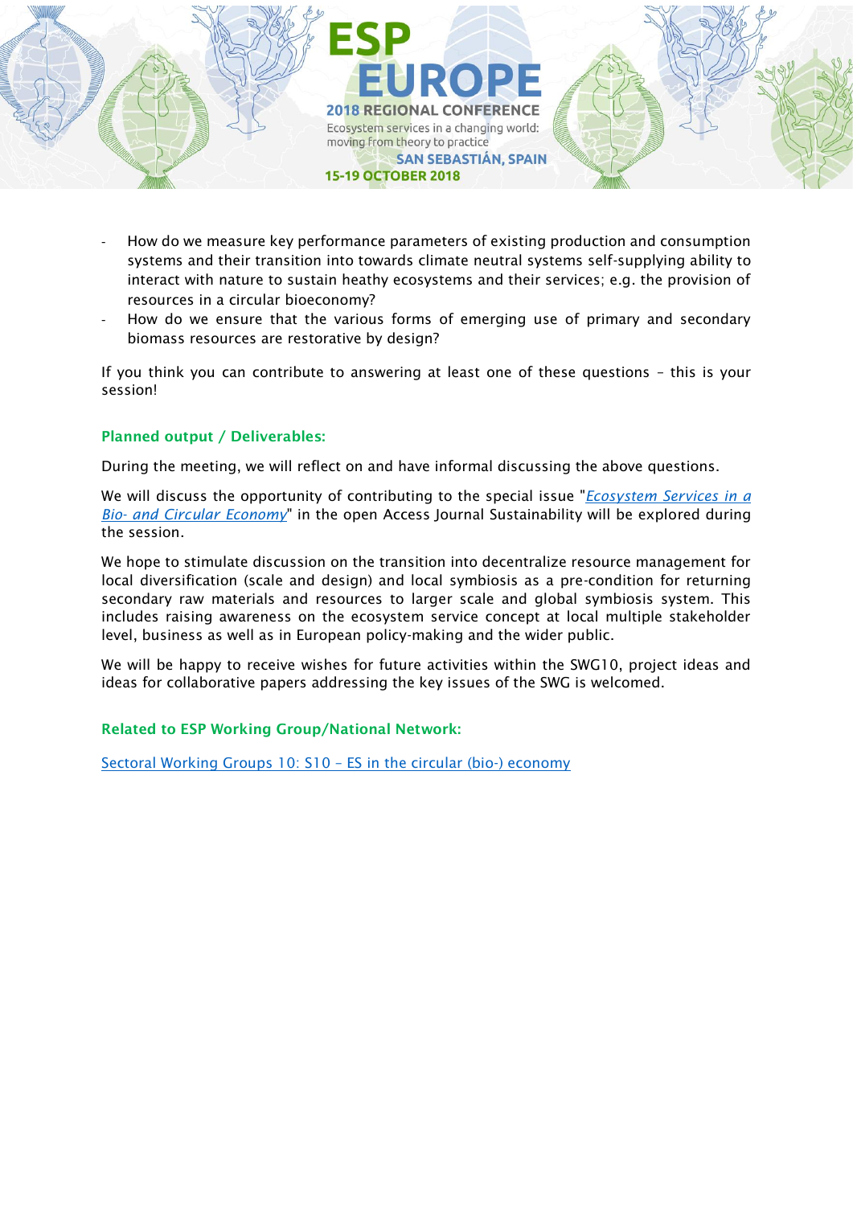- How do we measure key performance parameters of existing production and consumption systems and their transition into towards climate neutral systems self-supplying ability to interact with nature to sustain heathy ecosystems and their services; e.g. the provision of resources in a circular bioeconomy?
- How do we ensure that the various forms of emerging use of primary and secondary biomass resources are restorative by design?

If you think you can contribute to answering at least one of these questions – this is your session!

### Planned output / Deliverables:

During the meeting, we will reflect on and have informal discussing the above questions.

We will discuss the opportunity of contributing to the special issue "*Ecosystem Services in a Bio- and Circular Economy*" in the open Access Journal Sustainability will be explored during the session.

We hope to stimulate discussion on the transition into decentralize resource management for local diversification (scale and design) and local symbiosis as a pre-condition for returning secondary raw materials and resources to larger scale and global symbiosis system. This includes raising awareness on the ecosystem service concept at local multiple stakeholder level, business as well as in European policy-making and the wider public.

We will be happy to receive wishes for future activities within the SWG10, project ideas and ideas for collaborative papers addressing the key issues of the SWG is welcomed.

### Related to ESP Working Group/National Network:

Sectoral Working Groups 10: S10 – ES in the circular (bio-) economy